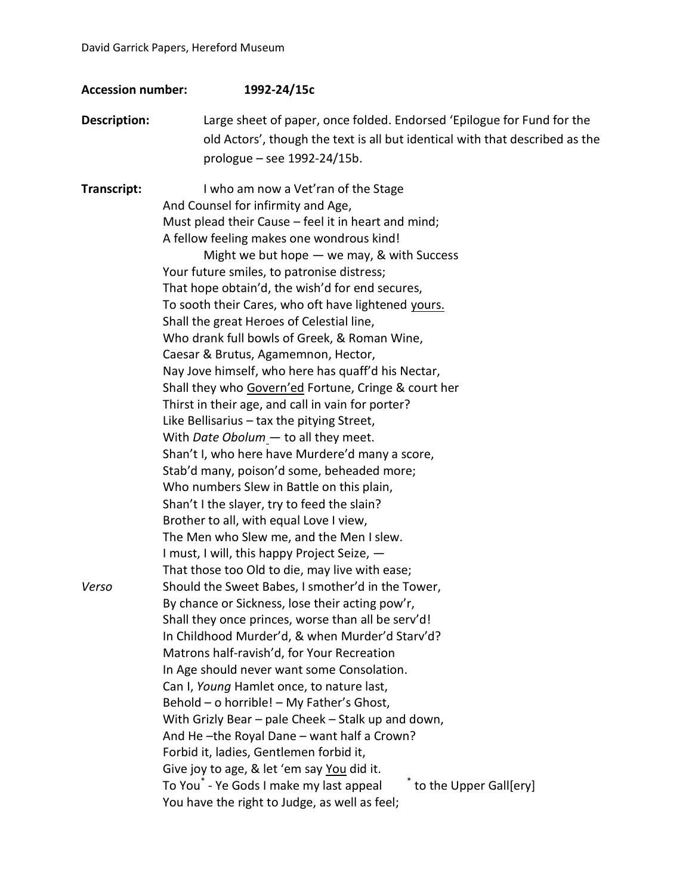**Accession number:** **1992-24/15c**

**Description:** Large sheet of paper, once folded. Endorsed 'Epilogue for Fund for the old Actors', though the text is all but identical with that described as the prologue – see 1992-24/15b.

**Transcript:**

I who am now a Vet'ran of the Stage
And Counsel for infirmity and Age,
Must plead their Cause – feel it in heart and mind;
A fellow feeling makes one wondrous kind!
Might we but hope — we may, & with Success
Your future smiles, to patronise distress;
That hope obtain'd, the wish'd for end secures,
To sooth their Cares, who oft have lightened <u>yours.</u>
Shall the great Heroes of Celestial line,
Who drank full bowls of Greek, & Roman Wine,
Caesar & Brutus, Agamemnon, Hector,
Nay Jove himself, who here has quaff'd his Nectar,
Shall they who <u>Govern'ed</u> Fortune, Cringe & court her
Thirst in their age, and call in vain for porter?
Like Bellisarius – tax the pitying Street,
With *Date Obolum* — to all they meet.
Shan't I, who here have Murdere'd many a score,
Stab'd many, poison'd some, beheaded more;
Who numbers Slew in Battle on this plain,
Shan't I the slayer, try to feed the slain?
Brother to all, with equal Love I view,
The Men who Slew me, and the Men I slew.
I must, I will, this happy Project Seize, —
That those too Old to die, may live with ease;

*Verso*

Should the Sweet Babes, I smother'd in the Tower,
By chance or Sickness, lose their acting pow'r,
Shall they once princes, worse than all be serv'd!
In Childhood Murder'd, & when Murder'd Starv'd?
Matrons half-ravish'd, for Your Recreation
In Age should never want some Consolation.
Can I, *Young* Hamlet once, to nature last,
Behold – o horrible! – My Father's Ghost,
With Grizly Bear – pale Cheek – Stalk up and down,
And He –the Royal Dane – want half a Crown?
Forbid it, ladies, Gentlemen forbid it,
Give joy to age, & let 'em say <u>You</u> did it.
To You* - Ye Gods I make my last appeal     * to the Upper Gall[ery]
You have the right to Judge, as well as feel;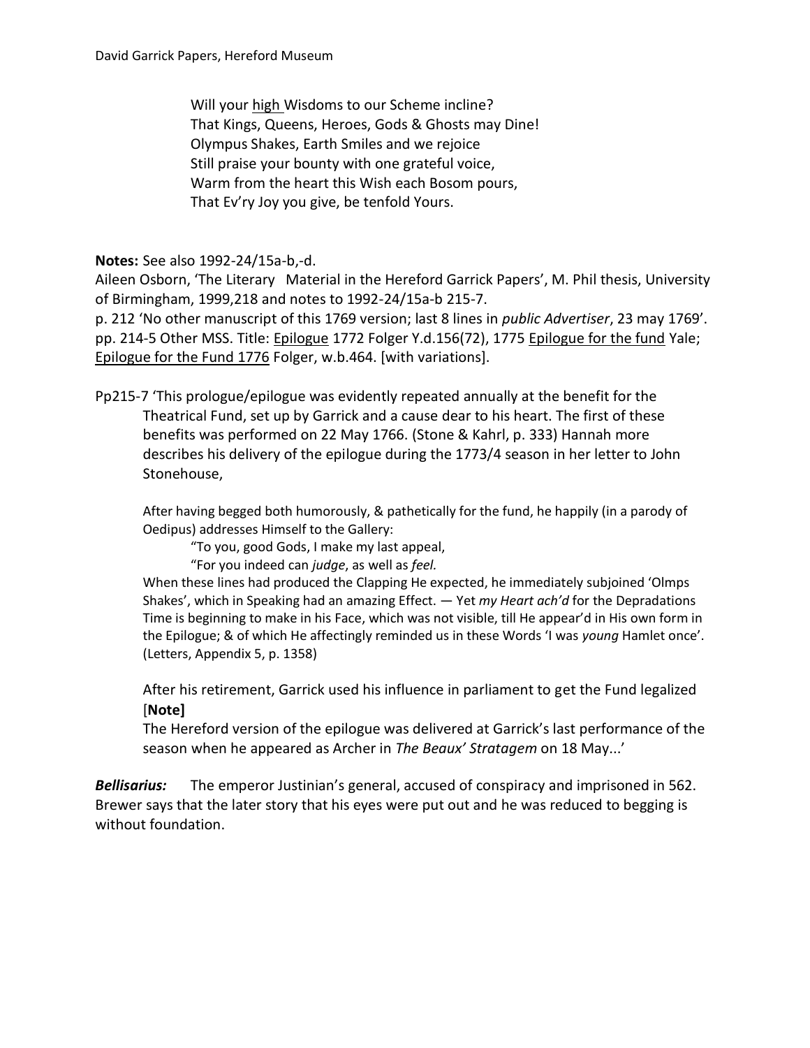Will your <u>high</u> Wisdoms to our Scheme incline?
That Kings, Queens, Heroes, Gods & Ghosts may Dine!
Olympus Shakes, Earth Smiles and we rejoice
Still praise your bounty with one grateful voice,
Warm from the heart this Wish each Bosom pours,
That Ev'ry Joy you give, be tenfold Yours.

**Notes:** See also 1992-24/15a-b,-d.

Aileen Osborn, 'The Literary Material in the Hereford Garrick Papers', M. Phil thesis, University of Birmingham, 1999,218 and notes to 1992-24/15a-b 215-7.

p. 212 'No other manuscript of this 1769 version; last 8 lines in *public Advertiser*, 23 may 1769'.

pp. 214-5 Other MSS. Title: <u>Epilogue</u> 1772 Folger Y.d.156(72), 1775 <u>Epilogue for the fund</u> Yale; <u>Epilogue for the Fund 1776</u> Folger, w.b.464. [with variations].

Pp215-7 'This prologue/epilogue was evidently repeated annually at the benefit for the Theatrical Fund, set up by Garrick and a cause dear to his heart. The first of these benefits was performed on 22 May 1766. (Stone & Kahrl, p. 333) Hannah more describes his delivery of the epilogue during the 1773/4 season in her letter to John Stonehouse,

> After having begged both humorously, & pathetically for the fund, he happily (in a parody of Oedipus) addresses Himself to the Gallery:
>
> "To you, good Gods, I make my last appeal,
> "For you indeed can *judge*, as well as *feel.*
>
> When these lines had produced the Clapping He expected, he immediately subjoined 'Olmps Shakes', which in Speaking had an amazing Effect. — Yet *my Heart ach'd* for the Depradations Time is beginning to make in his Face, which was not visible, till He appear'd in His own form in the Epilogue; & of which He affectingly reminded us in these Words 'I was *young* Hamlet once'. (Letters, Appendix 5, p. 1358)

After his retirement, Garrick used his influence in parliament to get the Fund legalized [**Note]**

The Hereford version of the epilogue was delivered at Garrick's last performance of the season when he appeared as Archer in *The Beaux' Stratagem* on 18 May...'

***Bellisarius:*** The emperor Justinian's general, accused of conspiracy and imprisoned in 562. Brewer says that the later story that his eyes were put out and he was reduced to begging is without foundation.